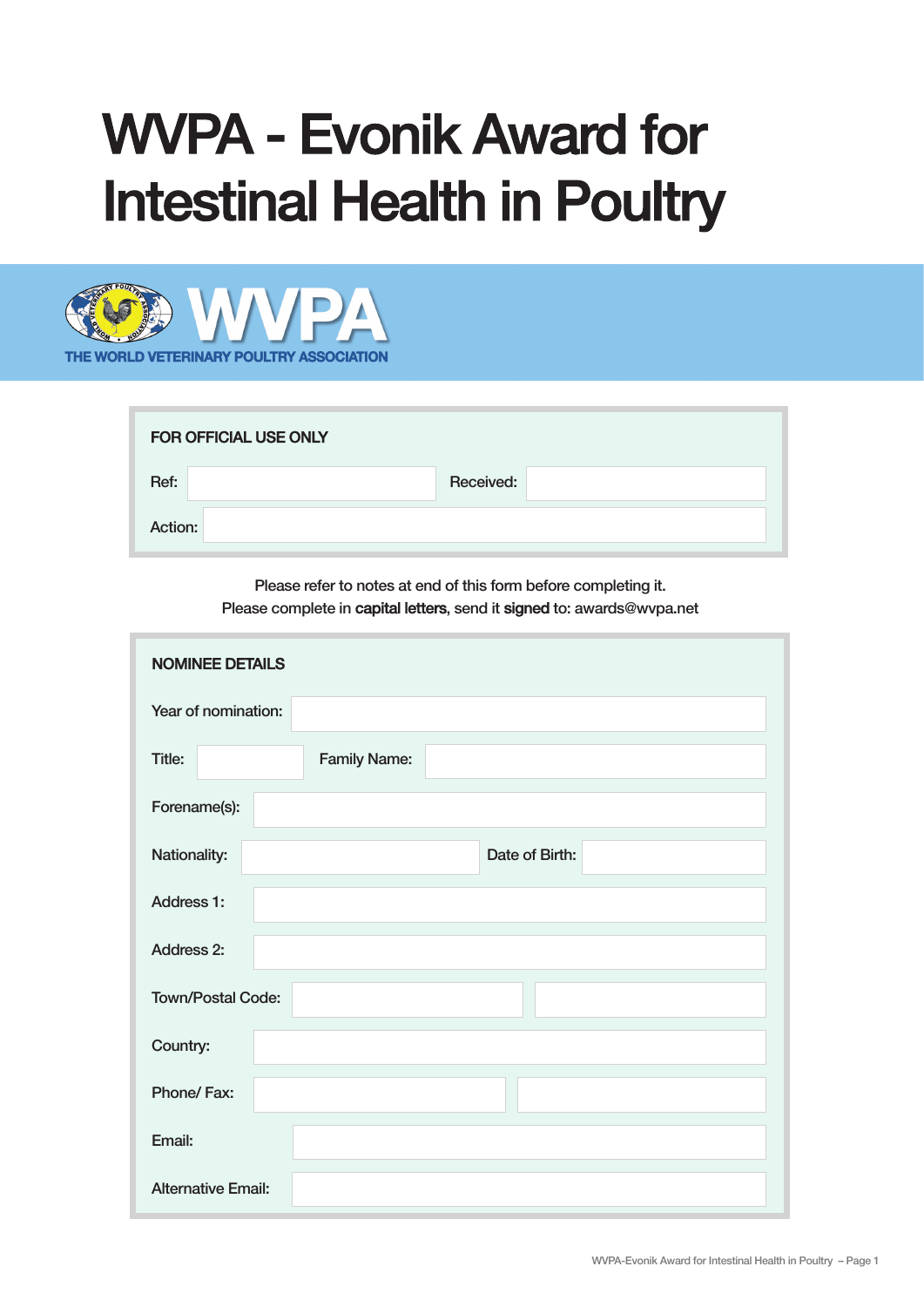# WVPA - Evonik Award for Intestinal Health in Poultry

WVPA

THE WORLD VETERINARY POULTRY ASSOCIATION

**FOR OFFICIAL USE ONLY**

| | | | |
|---|---|---|---|
| Ref: | | Received: | |
| Action: | | | |

Please refer to notes at end of this form before completing it.
Please complete in **capital letters**, send it **signed** to: awards@wvpa.net

**NOMINEE DETAILS**

| | | | |
|---|---|---|---|
| Year of nomination: | | | |
| Title: | | Family Name: | |
| Forename(s): | | | |
| Nationality: | | Date of Birth: | |
| Address 1: | | | |
| Address 2: | | | |
| Town/Postal Code: | | | |
| Country: | | | |
| Phone/ Fax: | | | |
| Email: | | | |
| Alternative Email: | | | |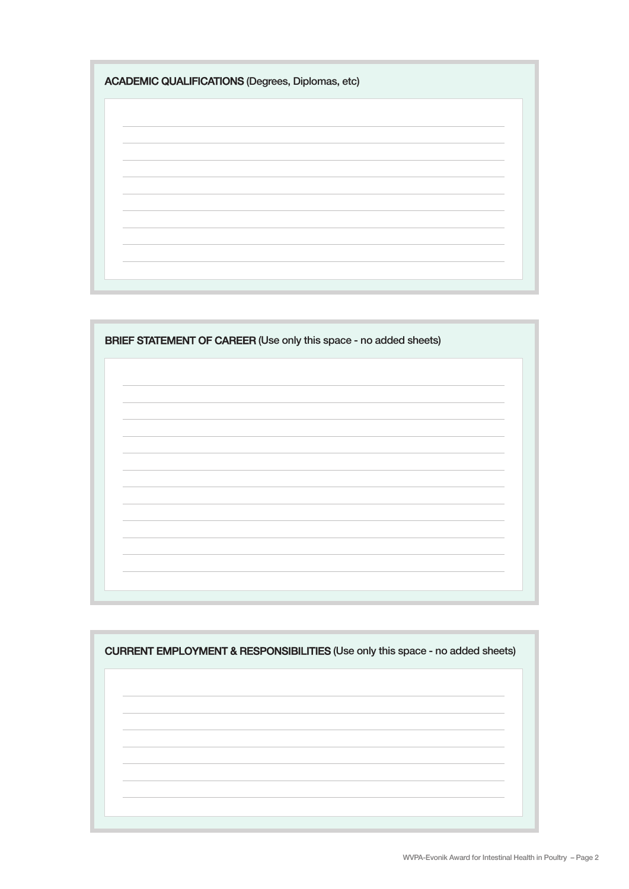**ACADEMIC QUALIFICATIONS** (Degrees, Diplomas, etc)

**BRIEF STATEMENT OF CAREER** (Use only this space - no added sheets)

**CURRENT EMPLOYMENT & RESPONSIBILITIES** (Use only this space - no added sheets)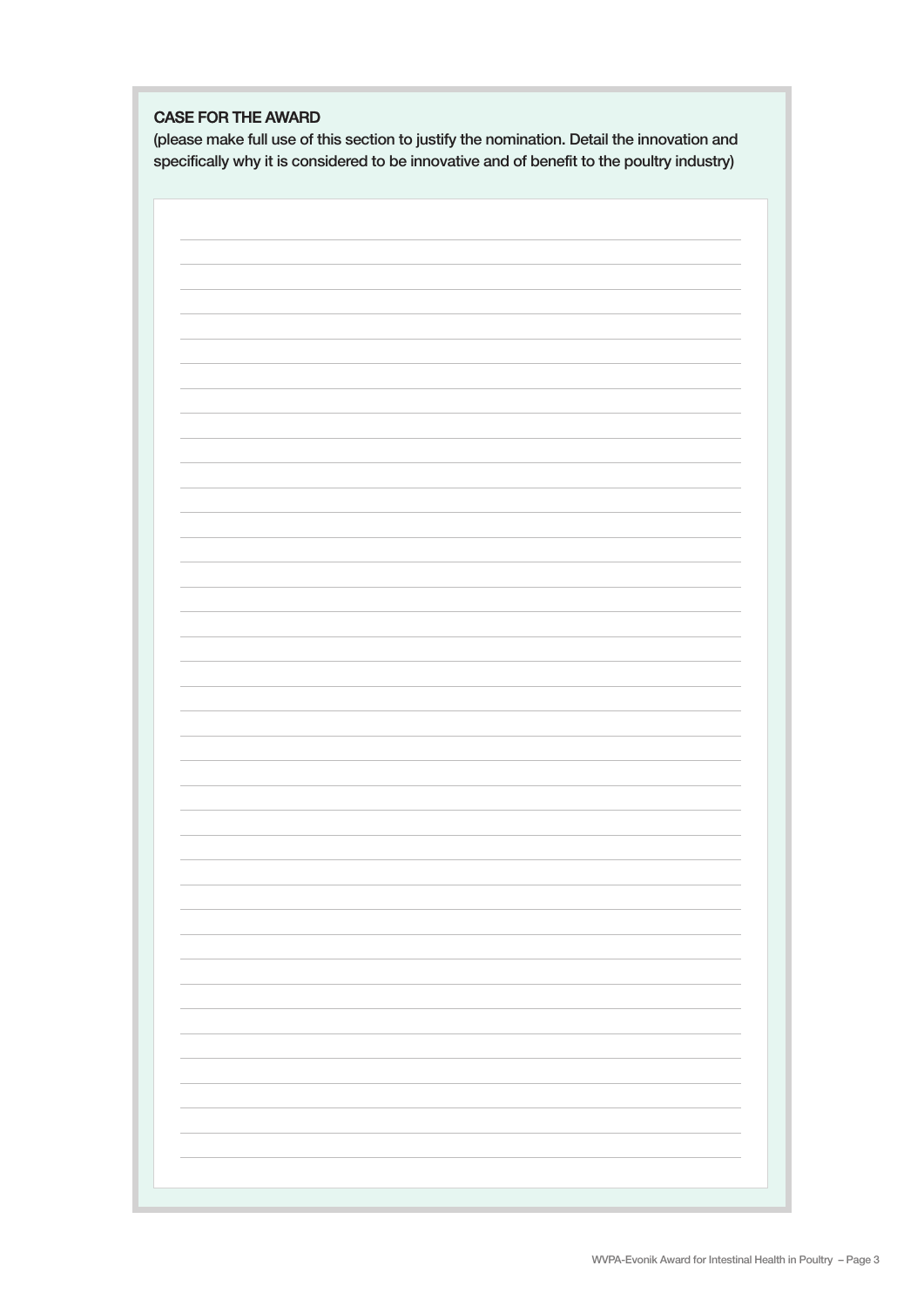**CASE FOR THE AWARD**

(please make full use of this section to justify the nomination. Detail the innovation and specifically why it is considered to be innovative and of benefit to the poultry industry)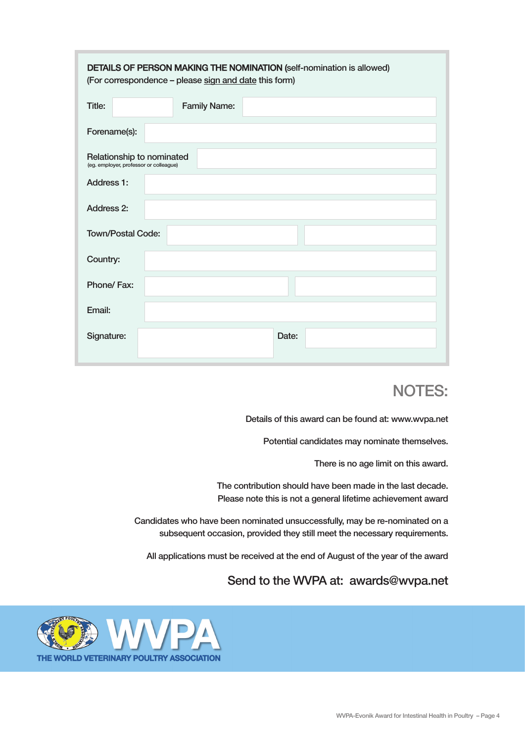**DETAILS OF PERSON MAKING THE NOMINATION** (self-nomination is allowed)
(For correspondence – please sign and date this form)

| | | | |
|---|---|---|---|
| Title: | | Family Name: | |
| Forename(s): | | | |
| Relationship to nominated (eg. employer, professor or colleague) | | | |
| Address 1: | | | |
| Address 2: | | | |
| Town/Postal Code: | | | |
| Country: | | | |
| Phone/ Fax: | | | |
| Email: | | | |
| Signature: | | Date: | |

## NOTES:

Details of this award can be found at: www.wvpa.net

Potential candidates may nominate themselves.

There is no age limit on this award.

The contribution should have been made in the last decade.
Please note this is not a general lifetime achievement award

Candidates who have been nominated unsuccessfully, may be re-nominated on a subsequent occasion, provided they still meet the necessary requirements.

All applications must be received at the end of August of the year of the award

Send to the WVPA at: awards@wvpa.net

WVPA
THE WORLD VETERINARY POULTRY ASSOCIATION